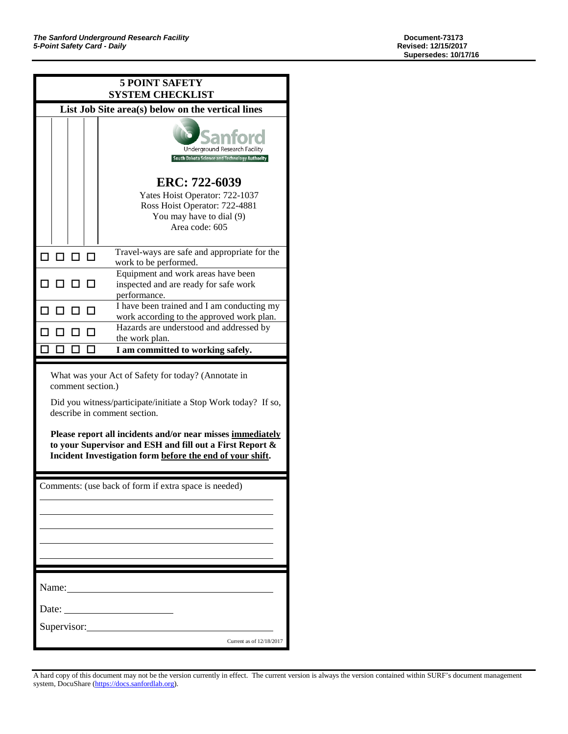**The Sanford Underground Research Facility**
**5-Point Safety Card - Daily**

**Document-73173**
**Revised: 12/15/2017**
**Supersedes: 10/17/16**

# 5 POINT SAFETY SYSTEM CHECKLIST

**List Job Site area(s) below on the vertical lines**

Sanford Underground Research Facility
South Dakota Science and Technology Authority

## ERC: 722-6039

Yates Hoist Operator: 722-1037
Ross Hoist Operator: 722-4881
You may have to dial (9)
Area code: 605

| | | | | |
|---|---|---|---|---|
| ☐ | ☐ | ☐ | ☐ | Travel-ways are safe and appropriate for the work to be performed. |
| ☐ | ☐ | ☐ | ☐ | Equipment and work areas have been inspected and are ready for safe work performance. |
| ☐ | ☐ | ☐ | ☐ | I have been trained and I am conducting my work according to the approved work plan. |
| ☐ | ☐ | ☐ | ☐ | Hazards are understood and addressed by the work plan. |
| ☐ | ☐ | ☐ | ☐ | **I am committed to working safely.** |

What was your Act of Safety for today? (Annotate in comment section.)

Did you witness/participate/initiate a Stop Work today? If so, describe in comment section.

**Please report all incidents and/or near misses <u>immediately</u> to your Supervisor and ESH and fill out a First Report & Incident Investigation form <u>before the end of your shift</u>.**

Comments: (use back of form if extra space is needed)

\_\_\_\_\_\_\_\_\_\_\_\_\_\_\_\_\_\_\_\_\_\_\_\_\_\_\_\_\_\_\_\_\_\_\_\_\_\_\_\_

\_\_\_\_\_\_\_\_\_\_\_\_\_\_\_\_\_\_\_\_\_\_\_\_\_\_\_\_\_\_\_\_\_\_\_\_\_\_\_\_

\_\_\_\_\_\_\_\_\_\_\_\_\_\_\_\_\_\_\_\_\_\_\_\_\_\_\_\_\_\_\_\_\_\_\_\_\_\_\_\_

\_\_\_\_\_\_\_\_\_\_\_\_\_\_\_\_\_\_\_\_\_\_\_\_\_\_\_\_\_\_\_\_\_\_\_\_\_\_\_\_

\_\_\_\_\_\_\_\_\_\_\_\_\_\_\_\_\_\_\_\_\_\_\_\_\_\_\_\_\_\_\_\_\_\_\_\_\_\_\_\_

Name: \_\_\_\_\_\_\_\_\_\_\_\_\_\_\_\_\_\_\_\_\_\_\_\_\_\_\_\_\_\_\_\_\_\_

Date: \_\_\_\_\_\_\_\_\_\_\_\_\_\_\_\_\_\_

Supervisor: \_\_\_\_\_\_\_\_\_\_\_\_\_\_\_\_\_\_\_\_\_\_\_\_\_\_\_\_\_\_

Current as of 12/18/2017

A hard copy of this document may not be the version currently in effect. The current version is always the version contained within SURF's document management system, DocuShare (https://docs.sanfordlab.org).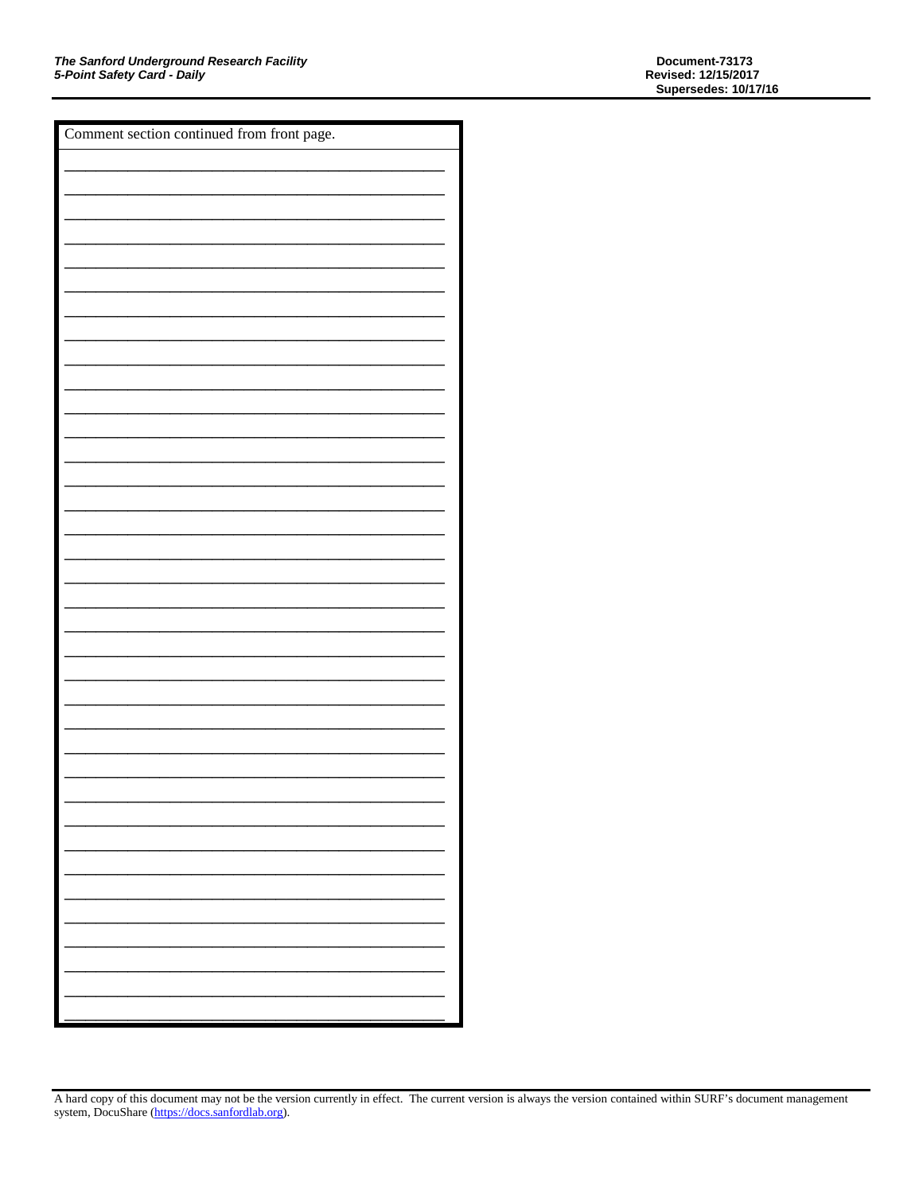Comment section continued from front page.

\_\_\_\_\_\_\_\_\_\_\_\_\_\_\_\_\_\_\_\_\_\_\_\_\_\_\_\_\_\_\_\_\_\_\_\_\_\_\_\_\_\_\_\_\_\_\_\_

\_\_\_\_\_\_\_\_\_\_\_\_\_\_\_\_\_\_\_\_\_\_\_\_\_\_\_\_\_\_\_\_\_\_\_\_\_\_\_\_\_\_\_\_\_\_\_\_

\_\_\_\_\_\_\_\_\_\_\_\_\_\_\_\_\_\_\_\_\_\_\_\_\_\_\_\_\_\_\_\_\_\_\_\_\_\_\_\_\_\_\_\_\_\_\_\_

\_\_\_\_\_\_\_\_\_\_\_\_\_\_\_\_\_\_\_\_\_\_\_\_\_\_\_\_\_\_\_\_\_\_\_\_\_\_\_\_\_\_\_\_\_\_\_\_

\_\_\_\_\_\_\_\_\_\_\_\_\_\_\_\_\_\_\_\_\_\_\_\_\_\_\_\_\_\_\_\_\_\_\_\_\_\_\_\_\_\_\_\_\_\_\_\_

\_\_\_\_\_\_\_\_\_\_\_\_\_\_\_\_\_\_\_\_\_\_\_\_\_\_\_\_\_\_\_\_\_\_\_\_\_\_\_\_\_\_\_\_\_\_\_\_

\_\_\_\_\_\_\_\_\_\_\_\_\_\_\_\_\_\_\_\_\_\_\_\_\_\_\_\_\_\_\_\_\_\_\_\_\_\_\_\_\_\_\_\_\_\_\_\_

\_\_\_\_\_\_\_\_\_\_\_\_\_\_\_\_\_\_\_\_\_\_\_\_\_\_\_\_\_\_\_\_\_\_\_\_\_\_\_\_\_\_\_\_\_\_\_\_

\_\_\_\_\_\_\_\_\_\_\_\_\_\_\_\_\_\_\_\_\_\_\_\_\_\_\_\_\_\_\_\_\_\_\_\_\_\_\_\_\_\_\_\_\_\_\_\_

\_\_\_\_\_\_\_\_\_\_\_\_\_\_\_\_\_\_\_\_\_\_\_\_\_\_\_\_\_\_\_\_\_\_\_\_\_\_\_\_\_\_\_\_\_\_\_\_

\_\_\_\_\_\_\_\_\_\_\_\_\_\_\_\_\_\_\_\_\_\_\_\_\_\_\_\_\_\_\_\_\_\_\_\_\_\_\_\_\_\_\_\_\_\_\_\_

\_\_\_\_\_\_\_\_\_\_\_\_\_\_\_\_\_\_\_\_\_\_\_\_\_\_\_\_\_\_\_\_\_\_\_\_\_\_\_\_\_\_\_\_\_\_\_\_

\_\_\_\_\_\_\_\_\_\_\_\_\_\_\_\_\_\_\_\_\_\_\_\_\_\_\_\_\_\_\_\_\_\_\_\_\_\_\_\_\_\_\_\_\_\_\_\_

\_\_\_\_\_\_\_\_\_\_\_\_\_\_\_\_\_\_\_\_\_\_\_\_\_\_\_\_\_\_\_\_\_\_\_\_\_\_\_\_\_\_\_\_\_\_\_\_

\_\_\_\_\_\_\_\_\_\_\_\_\_\_\_\_\_\_\_\_\_\_\_\_\_\_\_\_\_\_\_\_\_\_\_\_\_\_\_\_\_\_\_\_\_\_\_\_

\_\_\_\_\_\_\_\_\_\_\_\_\_\_\_\_\_\_\_\_\_\_\_\_\_\_\_\_\_\_\_\_\_\_\_\_\_\_\_\_\_\_\_\_\_\_\_\_

\_\_\_\_\_\_\_\_\_\_\_\_\_\_\_\_\_\_\_\_\_\_\_\_\_\_\_\_\_\_\_\_\_\_\_\_\_\_\_\_\_\_\_\_\_\_\_\_

\_\_\_\_\_\_\_\_\_\_\_\_\_\_\_\_\_\_\_\_\_\_\_\_\_\_\_\_\_\_\_\_\_\_\_\_\_\_\_\_\_\_\_\_\_\_\_\_

\_\_\_\_\_\_\_\_\_\_\_\_\_\_\_\_\_\_\_\_\_\_\_\_\_\_\_\_\_\_\_\_\_\_\_\_\_\_\_\_\_\_\_\_\_\_\_\_

\_\_\_\_\_\_\_\_\_\_\_\_\_\_\_\_\_\_\_\_\_\_\_\_\_\_\_\_\_\_\_\_\_\_\_\_\_\_\_\_\_\_\_\_\_\_\_\_

\_\_\_\_\_\_\_\_\_\_\_\_\_\_\_\_\_\_\_\_\_\_\_\_\_\_\_\_\_\_\_\_\_\_\_\_\_\_\_\_\_\_\_\_\_\_\_\_

\_\_\_\_\_\_\_\_\_\_\_\_\_\_\_\_\_\_\_\_\_\_\_\_\_\_\_\_\_\_\_\_\_\_\_\_\_\_\_\_\_\_\_\_\_\_\_\_

\_\_\_\_\_\_\_\_\_\_\_\_\_\_\_\_\_\_\_\_\_\_\_\_\_\_\_\_\_\_\_\_\_\_\_\_\_\_\_\_\_\_\_\_\_\_\_\_

\_\_\_\_\_\_\_\_\_\_\_\_\_\_\_\_\_\_\_\_\_\_\_\_\_\_\_\_\_\_\_\_\_\_\_\_\_\_\_\_\_\_\_\_\_\_\_\_

\_\_\_\_\_\_\_\_\_\_\_\_\_\_\_\_\_\_\_\_\_\_\_\_\_\_\_\_\_\_\_\_\_\_\_\_\_\_\_\_\_\_\_\_\_\_\_\_

\_\_\_\_\_\_\_\_\_\_\_\_\_\_\_\_\_\_\_\_\_\_\_\_\_\_\_\_\_\_\_\_\_\_\_\_\_\_\_\_\_\_\_\_\_\_\_\_

\_\_\_\_\_\_\_\_\_\_\_\_\_\_\_\_\_\_\_\_\_\_\_\_\_\_\_\_\_\_\_\_\_\_\_\_\_\_\_\_\_\_\_\_\_\_\_\_

\_\_\_\_\_\_\_\_\_\_\_\_\_\_\_\_\_\_\_\_\_\_\_\_\_\_\_\_\_\_\_\_\_\_\_\_\_\_\_\_\_\_\_\_\_\_\_\_

\_\_\_\_\_\_\_\_\_\_\_\_\_\_\_\_\_\_\_\_\_\_\_\_\_\_\_\_\_\_\_\_\_\_\_\_\_\_\_\_\_\_\_\_\_\_\_\_

\_\_\_\_\_\_\_\_\_\_\_\_\_\_\_\_\_\_\_\_\_\_\_\_\_\_\_\_\_\_\_\_\_\_\_\_\_\_\_\_\_\_\_\_\_\_\_\_

\_\_\_\_\_\_\_\_\_\_\_\_\_\_\_\_\_\_\_\_\_\_\_\_\_\_\_\_\_\_\_\_\_\_\_\_\_\_\_\_\_\_\_\_\_\_\_\_

\_\_\_\_\_\_\_\_\_\_\_\_\_\_\_\_\_\_\_\_\_\_\_\_\_\_\_\_\_\_\_\_\_\_\_\_\_\_\_\_\_\_\_\_\_\_\_\_

\_\_\_\_\_\_\_\_\_\_\_\_\_\_\_\_\_\_\_\_\_\_\_\_\_\_\_\_\_\_\_\_\_\_\_\_\_\_\_\_\_\_\_\_\_\_\_\_

\_\_\_\_\_\_\_\_\_\_\_\_\_\_\_\_\_\_\_\_\_\_\_\_\_\_\_\_\_\_\_\_\_\_\_\_\_\_\_\_\_\_\_\_\_\_\_\_

\_\_\_\_\_\_\_\_\_\_\_\_\_\_\_\_\_\_\_\_\_\_\_\_\_\_\_\_\_\_\_\_\_\_\_\_\_\_\_\_\_\_\_\_\_\_\_\_

\_\_\_\_\_\_\_\_\_\_\_\_\_\_\_\_\_\_\_\_\_\_\_\_\_\_\_\_\_\_\_\_\_\_\_\_\_\_\_\_\_\_\_\_\_\_\_\_

\_\_\_\_\_\_\_\_\_\_\_\_\_\_\_\_\_\_\_\_\_\_\_\_\_\_\_\_\_\_\_\_\_\_\_\_\_\_\_\_\_\_\_\_\_\_\_\_

A hard copy of this document may not be the version currently in effect. The current version is always the version contained within SURF's document management system, DocuShare (https://docs.sanfordlab.org).